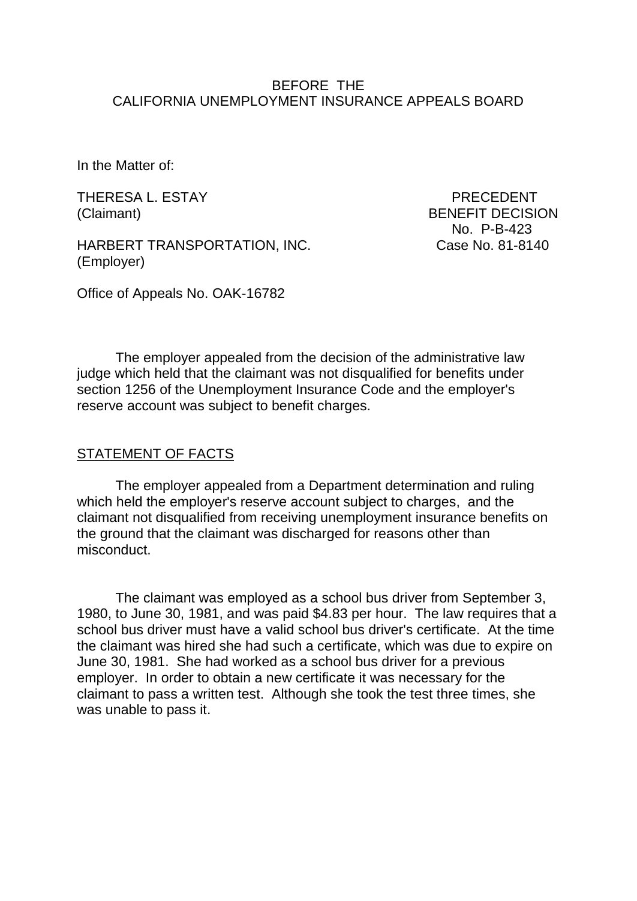BEFORE THE
CALIFORNIA UNEMPLOYMENT INSURANCE APPEALS BOARD

In the Matter of:

THERESA L. ESTAY
(Claimant)

HARBERT TRANSPORTATION, INC.
(Employer)

PRECEDENT
BENEFIT DECISION
No. P-B-423
Case No. 81-8140

Office of Appeals No. OAK-16782

The employer appealed from the decision of the administrative law judge which held that the claimant was not disqualified for benefits under section 1256 of the Unemployment Insurance Code and the employer's reserve account was subject to benefit charges.

## STATEMENT OF FACTS

The employer appealed from a Department determination and ruling which held the employer's reserve account subject to charges, and the claimant not disqualified from receiving unemployment insurance benefits on the ground that the claimant was discharged for reasons other than misconduct.

The claimant was employed as a school bus driver from September 3, 1980, to June 30, 1981, and was paid $4.83 per hour. The law requires that a school bus driver must have a valid school bus driver's certificate. At the time the claimant was hired she had such a certificate, which was due to expire on June 30, 1981. She had worked as a school bus driver for a previous employer. In order to obtain a new certificate it was necessary for the claimant to pass a written test. Although she took the test three times, she was unable to pass it.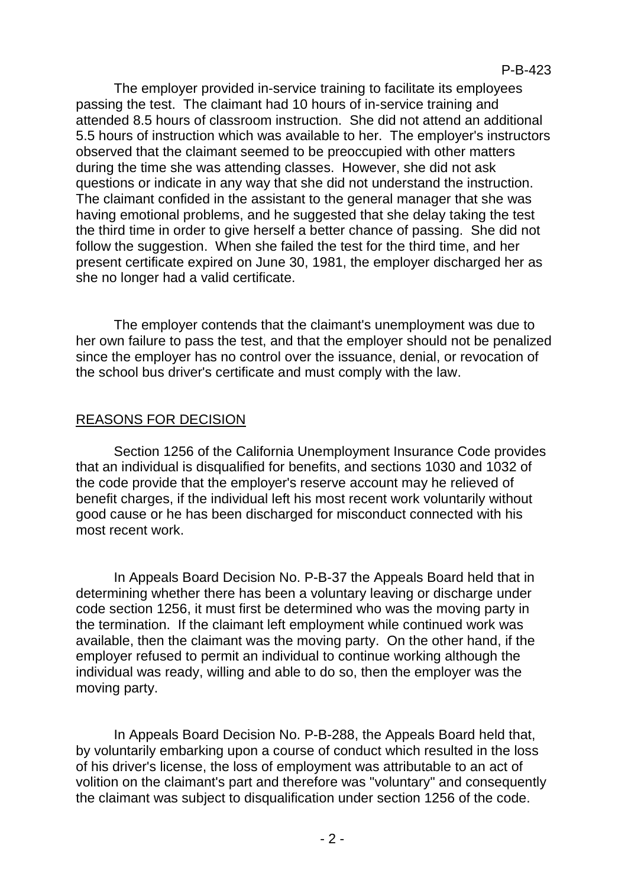The employer provided in-service training to facilitate its employees passing the test. The claimant had 10 hours of in-service training and attended 8.5 hours of classroom instruction. She did not attend an additional 5.5 hours of instruction which was available to her. The employer's instructors observed that the claimant seemed to be preoccupied with other matters during the time she was attending classes. However, she did not ask questions or indicate in any way that she did not understand the instruction. The claimant confided in the assistant to the general manager that she was having emotional problems, and he suggested that she delay taking the test the third time in order to give herself a better chance of passing. She did not follow the suggestion. When she failed the test for the third time, and her present certificate expired on June 30, 1981, the employer discharged her as she no longer had a valid certificate.

The employer contends that the claimant's unemployment was due to her own failure to pass the test, and that the employer should not be penalized since the employer has no control over the issuance, denial, or revocation of the school bus driver's certificate and must comply with the law.

## REASONS FOR DECISION

Section 1256 of the California Unemployment Insurance Code provides that an individual is disqualified for benefits, and sections 1030 and 1032 of the code provide that the employer's reserve account may he relieved of benefit charges, if the individual left his most recent work voluntarily without good cause or he has been discharged for misconduct connected with his most recent work.

In Appeals Board Decision No. P-B-37 the Appeals Board held that in determining whether there has been a voluntary leaving or discharge under code section 1256, it must first be determined who was the moving party in the termination. If the claimant left employment while continued work was available, then the claimant was the moving party. On the other hand, if the employer refused to permit an individual to continue working although the individual was ready, willing and able to do so, then the employer was the moving party.

In Appeals Board Decision No. P-B-288, the Appeals Board held that, by voluntarily embarking upon a course of conduct which resulted in the loss of his driver's license, the loss of employment was attributable to an act of volition on the claimant's part and therefore was "voluntary" and consequently the claimant was subject to disqualification under section 1256 of the code.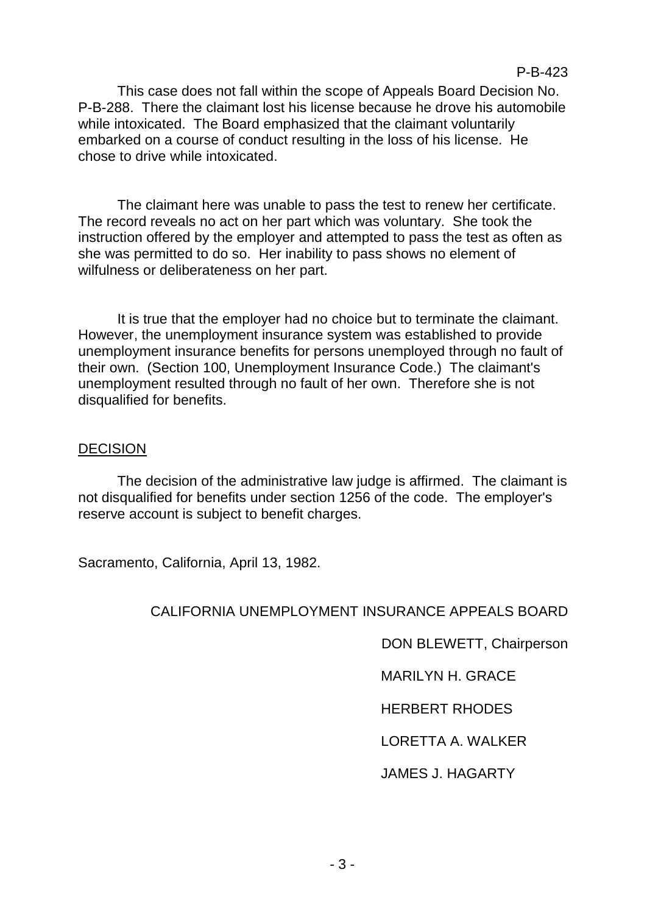This case does not fall within the scope of Appeals Board Decision No. P-B-288. There the claimant lost his license because he drove his automobile while intoxicated. The Board emphasized that the claimant voluntarily embarked on a course of conduct resulting in the loss of his license. He chose to drive while intoxicated.

The claimant here was unable to pass the test to renew her certificate. The record reveals no act on her part which was voluntary. She took the instruction offered by the employer and attempted to pass the test as often as she was permitted to do so. Her inability to pass shows no element of wilfulness or deliberateness on her part.

It is true that the employer had no choice but to terminate the claimant. However, the unemployment insurance system was established to provide unemployment insurance benefits for persons unemployed through no fault of their own. (Section 100, Unemployment Insurance Code.) The claimant's unemployment resulted through no fault of her own. Therefore she is not disqualified for benefits.

## DECISION

The decision of the administrative law judge is affirmed. The claimant is not disqualified for benefits under section 1256 of the code. The employer's reserve account is subject to benefit charges.

Sacramento, California, April 13, 1982.

CALIFORNIA UNEMPLOYMENT INSURANCE APPEALS BOARD

DON BLEWETT, Chairperson

MARILYN H. GRACE

HERBERT RHODES

LORETTA A. WALKER

JAMES J. HAGARTY